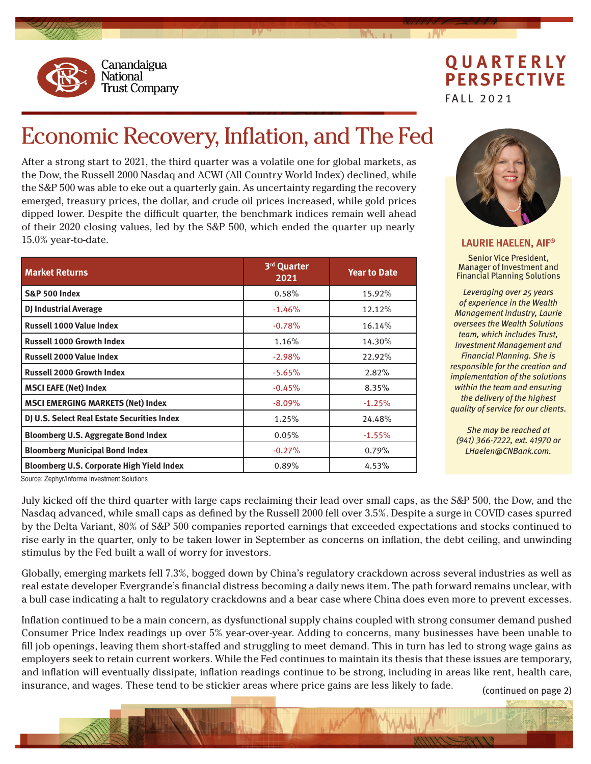Canandaigua National Trust Company

**QUARTERLY PERSPECTIVE**

FALL 2021

# Economic Recovery, Inflation, and The Fed

After a strong start to 2021, the third quarter was a volatile one for global markets, as the Dow, the Russell 2000 Nasdaq and ACWI (All Country World Index) declined, while the S&P 500 was able to eke out a quarterly gain. As uncertainty regarding the recovery emerged, treasury prices, the dollar, and crude oil prices increased, while gold prices dipped lower. Despite the difficult quarter, the benchmark indices remain well ahead of their 2020 closing values, led by the S&P 500, which ended the quarter up nearly 15.0% year-to-date.

| Market Returns | 3rd Quarter 2021 | Year to Date |
|---|---|---|
| **S&P 500 Index** | 0.58% | 15.92% |
| **DJ Industrial Average** | -1.46% | 12.12% |
| **Russell 1000 Value Index** | -0.78% | 16.14% |
| **Russell 1000 Growth Index** | 1.16% | 14.30% |
| **Russell 2000 Value Index** | -2.98% | 22.92% |
| **Russell 2000 Growth Index** | -5.65% | 2.82% |
| **MSCI EAFE (Net) Index** | -0.45% | 8.35% |
| **MSCI EMERGING MARKETS (Net) Index** | -8.09% | -1.25% |
| **DJ U.S. Select Real Estate Securities Index** | 1.25% | 24.48% |
| **Bloomberg U.S. Aggregate Bond Index** | 0.05% | -1.55% |
| **Bloomberg Municipal Bond Index** | -0.27% | 0.79% |
| **Bloomberg U.S. Corporate High Yield Index** | 0.89% | 4.53% |

Source: Zephyr/Informa Investment Solutions

**LAURIE HAELEN, AIF®**

Senior Vice President, Manager of Investment and Financial Planning Solutions

*Leveraging over 25 years of experience in the Wealth Management industry, Laurie oversees the Wealth Solutions team, which includes Trust, Investment Management and Financial Planning. She is responsible for the creation and implementation of the solutions within the team and ensuring the delivery of the highest quality of service for our clients.*

*She may be reached at (941) 366-7222, ext. 41970 or LHaelen@CNBank.com.*

July kicked off the third quarter with large caps reclaiming their lead over small caps, as the S&P 500, the Dow, and the Nasdaq advanced, while small caps as defined by the Russell 2000 fell over 3.5%. Despite a surge in COVID cases spurred by the Delta Variant, 80% of S&P 500 companies reported earnings that exceeded expectations and stocks continued to rise early in the quarter, only to be taken lower in September as concerns on inflation, the debt ceiling, and unwinding stimulus by the Fed built a wall of worry for investors.

Globally, emerging markets fell 7.3%, bogged down by China's regulatory crackdown across several industries as well as real estate developer Evergrande's financial distress becoming a daily news item. The path forward remains unclear, with a bull case indicating a halt to regulatory crackdowns and a bear case where China does even more to prevent excesses.

Inflation continued to be a main concern, as dysfunctional supply chains coupled with strong consumer demand pushed Consumer Price Index readings up over 5% year-over-year. Adding to concerns, many businesses have been unable to fill job openings, leaving them short-staffed and struggling to meet demand. This in turn has led to strong wage gains as employers seek to retain current workers. While the Fed continues to maintain its thesis that these issues are temporary, and inflation will eventually dissipate, inflation readings continue to be strong, including in areas like rent, health care, insurance, and wages. These tend to be stickier areas where price gains are less likely to fade.

(continued on page 2)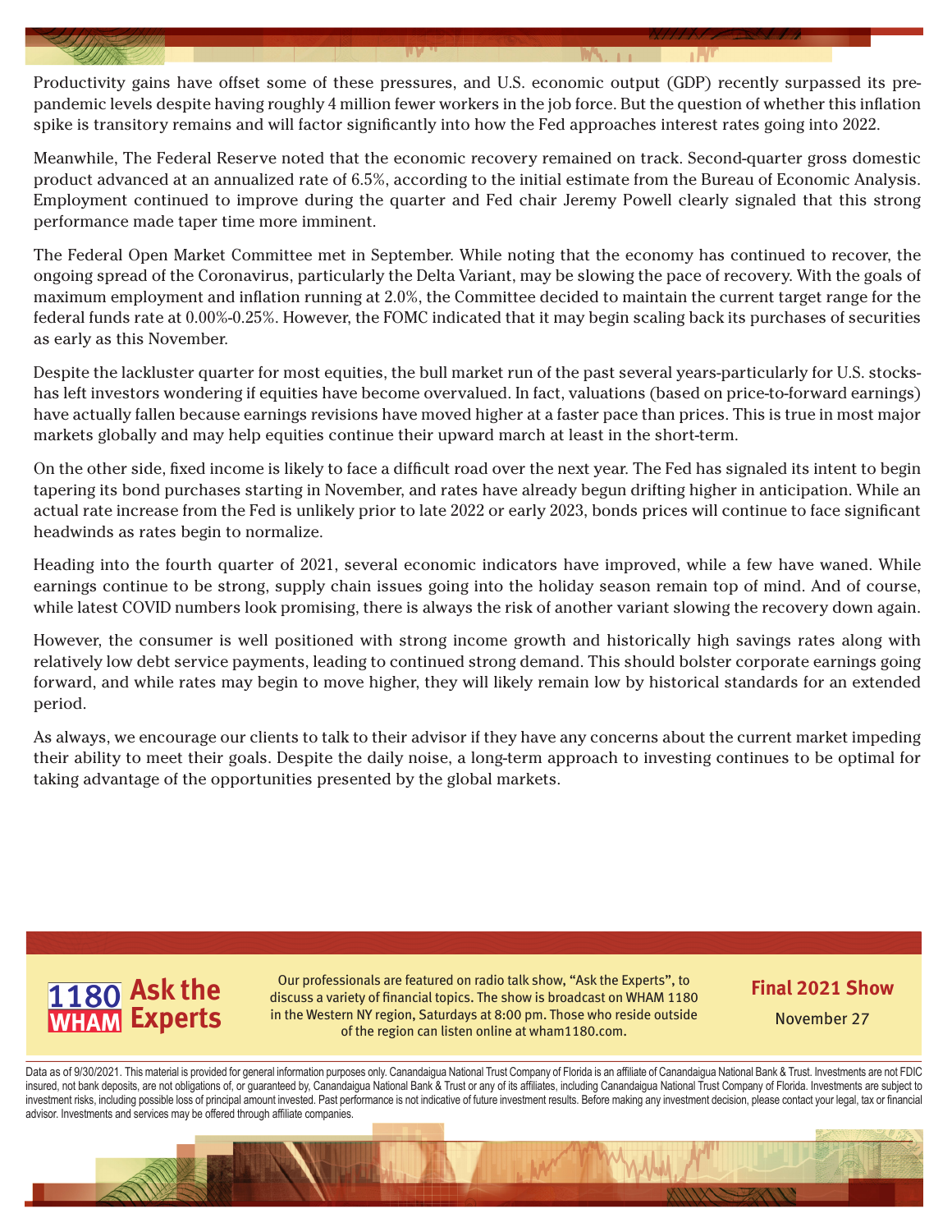Productivity gains have offset some of these pressures, and U.S. economic output (GDP) recently surpassed its pre-pandemic levels despite having roughly 4 million fewer workers in the job force. But the question of whether this inflation spike is transitory remains and will factor significantly into how the Fed approaches interest rates going into 2022.

Meanwhile, The Federal Reserve noted that the economic recovery remained on track. Second-quarter gross domestic product advanced at an annualized rate of 6.5%, according to the initial estimate from the Bureau of Economic Analysis. Employment continued to improve during the quarter and Fed chair Jeremy Powell clearly signaled that this strong performance made taper time more imminent.

The Federal Open Market Committee met in September. While noting that the economy has continued to recover, the ongoing spread of the Coronavirus, particularly the Delta Variant, may be slowing the pace of recovery. With the goals of maximum employment and inflation running at 2.0%, the Committee decided to maintain the current target range for the federal funds rate at 0.00%-0.25%. However, the FOMC indicated that it may begin scaling back its purchases of securities as early as this November.

Despite the lackluster quarter for most equities, the bull market run of the past several years-particularly for U.S. stocks-has left investors wondering if equities have become overvalued. In fact, valuations (based on price-to-forward earnings) have actually fallen because earnings revisions have moved higher at a faster pace than prices. This is true in most major markets globally and may help equities continue their upward march at least in the short-term.

On the other side, fixed income is likely to face a difficult road over the next year. The Fed has signaled its intent to begin tapering its bond purchases starting in November, and rates have already begun drifting higher in anticipation. While an actual rate increase from the Fed is unlikely prior to late 2022 or early 2023, bonds prices will continue to face significant headwinds as rates begin to normalize.

Heading into the fourth quarter of 2021, several economic indicators have improved, while a few have waned. While earnings continue to be strong, supply chain issues going into the holiday season remain top of mind. And of course, while latest COVID numbers look promising, there is always the risk of another variant slowing the recovery down again.

However, the consumer is well positioned with strong income growth and historically high savings rates along with relatively low debt service payments, leading to continued strong demand. This should bolster corporate earnings going forward, and while rates may begin to move higher, they will likely remain low by historical standards for an extended period.

As always, we encourage our clients to talk to their advisor if they have any concerns about the current market impeding their ability to meet their goals. Despite the daily noise, a long-term approach to investing continues to be optimal for taking advantage of the opportunities presented by the global markets.

**1180 WHAM Ask the Experts**

Our professionals are featured on radio talk show, "Ask the Experts", to discuss a variety of financial topics. The show is broadcast on WHAM 1180 in the Western NY region, Saturdays at 8:00 pm. Those who reside outside of the region can listen online at wham1180.com.

**Final 2021 Show**

November 27

Data as of 9/30/2021. This material is provided for general information purposes only. Canandaigua National Trust Company of Florida is an affiliate of Canandaigua National Bank & Trust. Investments are not FDIC insured, not bank deposits, are not obligations of, or guaranteed by, Canandaigua National Bank & Trust or any of its affiliates, including Canandaigua National Trust Company of Florida. Investments are subject to investment risks, including possible loss of principal amount invested. Past performance is not indicative of future investment results. Before making any investment decision, please contact your legal, tax or financial advisor. Investments and services may be offered through affiliate companies.